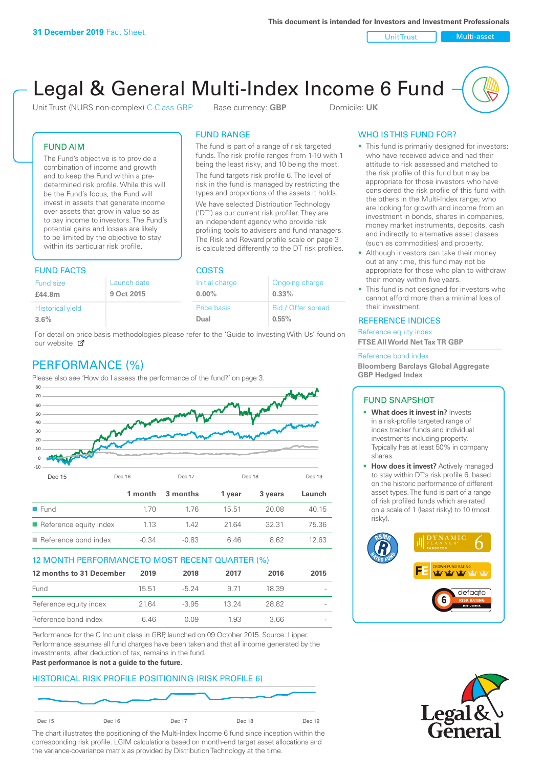**31 December 2019** Fact Sheet

This document is intended for Investors and Investment Professionals

Unit Trust | Multi-asset

# Legal & General Multi-Index Income 6 Fund

Unit Trust (NURS non-complex) C-Class GBP Base currency: **GBP** Domicile: **UK**

## FUND AIM

The Fund's objective is to provide a combination of income and growth and to keep the Fund within a pre-determined risk profile. While this will be the Fund's focus, the Fund will invest in assets that generate income over assets that grow in value so as to pay income to investors. The Fund's potential gains and losses are likely to be limited by the objective to stay within its particular risk profile.

## FUND RANGE

The fund is part of a range of risk targeted funds. The risk profile ranges from 1-10 with 1 being the least risky, and 10 being the most.

The fund targets risk profile 6. The level of risk in the fund is managed by restricting the types and proportions of the assets it holds. We have selected Distribution Technology ('DT') as our current risk profiler. They are an independent agency who provide risk profiling tools to advisers and fund managers. The Risk and Reward profile scale on page 3 is calculated differently to the DT risk profiles.

## WHO IS THIS FUND FOR?

- This fund is primarily designed for investors: who have received advice and had their attitude to risk assessed and matched to the risk profile of this fund but may be appropriate for those investors who have considered the risk profile of this fund with the others in the Multi-Index range; who are looking for growth and income from an investment in bonds, shares in companies, money market instruments, deposits, cash and indirectly to alternative asset classes (such as commodities) and property.
- Although investors can take their money out at any time, this fund may not be appropriate for those who plan to withdraw their money within five years.
- This fund is not designed for investors who cannot afford more than a minimal loss of their investment.

## FUND FACTS

| Fund size | Launch date |
|---|---|
| **£44.8m** | **9 Oct 2015** |
| Historical yield | |
| **3.6%** | |

## COSTS

| Initial charge | Ongoing charge |
|---|---|
| **0.00%** | **0.33%** |
| Price basis | Bid / Offer spread |
| **Dual** | **0.55%** |

For detail on price basis methodologies please refer to the 'Guide to Investing With Us' found on our website.

## REFERENCE INDICES

Reference equity index
**FTSE All World Net Tax TR GBP**

Reference bond index
**Bloomberg Barclays Global Aggregate GBP Hedged Index**

## PERFORMANCE (%)

Please also see 'How do I assess the performance of the fund?' on page 3.

| | 1 month | 3 months | 1 year | 3 years | Launch |
|---|---|---|---|---|---|
| Fund | 1.70 | 1.76 | 15.51 | 20.08 | 40.15 |
| Reference equity index | 1.13 | 1.42 | 21.64 | 32.31 | 75.36 |
| Reference bond index | -0.34 | -0.83 | 6.46 | 8.62 | 12.63 |

## 12 MONTH PERFORMANCE TO MOST RECENT QUARTER (%)

| 12 months to 31 December | 2019 | 2018 | 2017 | 2016 | 2015 |
|---|---|---|---|---|---|
| Fund | 15.51 | -5.24 | 9.71 | 18.39 | - |
| Reference equity index | 21.64 | -3.95 | 13.24 | 28.82 | - |
| Reference bond index | 6.46 | 0.09 | 1.93 | 3.66 | - |

Performance for the C Inc unit class in GBP, launched on 09 October 2015. Source: Lipper. Performance assumes all fund charges have been taken and that all income generated by the investments, after deduction of tax, remains in the fund.

**Past performance is not a guide to the future.**

## FUND SNAPSHOT

- **What does it invest in?** Invests in a risk-profile targeted range of index tracker funds and individual investments including property. Typically has at least 50% in company shares.
- **How does it invest?** Actively managed to stay within DT's risk profile 6, based on the historic performance of different asset types. The fund is part of a range of risk profiled funds which are rated on a scale of 1 (least risky) to 10 (most risky).

## HISTORICAL RISK PROFILE POSITIONING (RISK PROFILE 6)

The chart illustrates the positioning of the Multi-Index Income 6 fund since inception within the corresponding risk profile. LGIM calculations based on month-end target asset allocations and the variance-covariance matrix as provided by Distribution Technology at the time.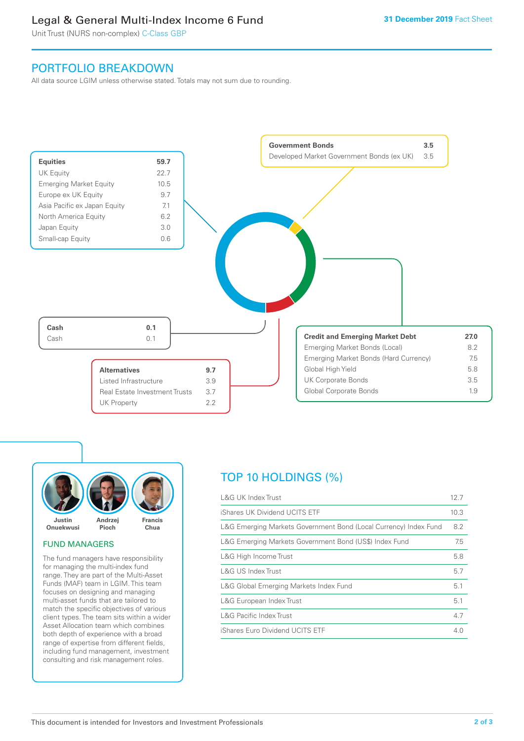# Legal & General Multi-Index Income 6 Fund

Unit Trust (NURS non-complex) C-Class GBP

**31 December 2019** Fact Sheet

## PORTFOLIO BREAKDOWN

All data source LGIM unless otherwise stated. Totals may not sum due to rounding.

| **Equities** | **59.7** |
|---|---|
| UK Equity | 22.7 |
| Emerging Market Equity | 10.5 |
| Europe ex UK Equity | 9.7 |
| Asia Pacific ex Japan Equity | 7.1 |
| North America Equity | 6.2 |
| Japan Equity | 3.0 |
| Small-cap Equity | 0.6 |

| **Government Bonds** | **3.5** |
|---|---|
| Developed Market Government Bonds (ex UK) | 3.5 |

| **Cash** | **0.1** |
|---|---|
| Cash | 0.1 |

| **Alternatives** | **9.7** |
|---|---|
| Listed Infrastructure | 3.9 |
| Real Estate Investment Trusts | 3.7 |
| UK Property | 2.2 |

| **Credit and Emerging Market Debt** | **27.0** |
|---|---|
| Emerging Market Bonds (Local) | 8.2 |
| Emerging Market Bonds (Hard Currency) | 7.5 |
| Global High Yield | 5.8 |
| UK Corporate Bonds | 3.5 |
| Global Corporate Bonds | 1.9 |

Justin Onuekwusi, Andrzej Pioch, Francis Chua

### FUND MANAGERS

The fund managers have responsibility for managing the multi-index fund range. They are part of the Multi-Asset Funds (MAF) team in LGIM. This team focuses on designing and managing multi-asset funds that are tailored to match the specific objectives of various client types. The team sits within a wider Asset Allocation team which combines both depth of experience with a broad range of expertise from different fields, including fund management, investment consulting and risk management roles.

## TOP 10 HOLDINGS (%)

| Holding | % |
|---|---|
| L&G UK Index Trust | 12.7 |
| iShares UK Dividend UCITS ETF | 10.3 |
| L&G Emerging Markets Government Bond (Local Currency) Index Fund | 8.2 |
| L&G Emerging Markets Government Bond (US$) Index Fund | 7.5 |
| L&G High Income Trust | 5.8 |
| L&G US Index Trust | 5.7 |
| L&G Global Emerging Markets Index Fund | 5.1 |
| L&G European Index Trust | 5.1 |
| L&G Pacific Index Trust | 4.7 |
| iShares Euro Dividend UCITS ETF | 4.0 |

This document is intended for Investors and Investment Professionals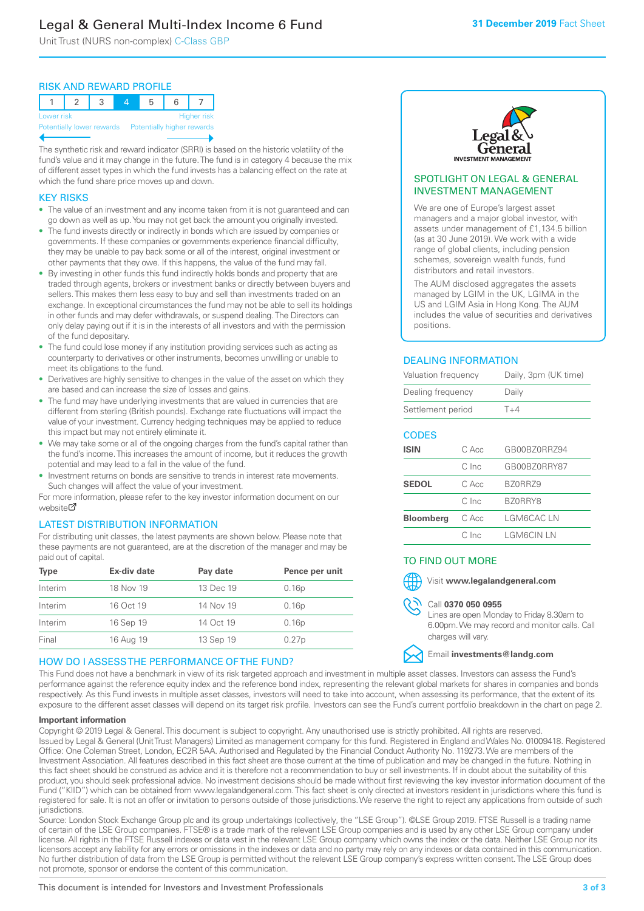# Legal & General Multi-Index Income 6 Fund

Unit Trust (NURS non-complex) C-Class GBP

**31 December 2019** Fact Sheet

## RISK AND REWARD PROFILE

| 1 | 2 | 3 | 4 | 5 | 6 | 7 |
|---|---|---|---|---|---|---|

Lower risk — Higher risk

Potentially lower rewards — Potentially higher rewards

The synthetic risk and reward indicator (SRRI) is based on the historic volatility of the fund's value and it may change in the future. The fund is in category 4 because the mix of different asset types in which the fund invests has a balancing effect on the rate at which the fund share price moves up and down.

## KEY RISKS

- The value of an investment and any income taken from it is not guaranteed and can go down as well as up. You may not get back the amount you originally invested.
- The fund invests directly or indirectly in bonds which are issued by companies or governments. If these companies or governments experience financial difficulty, they may be unable to pay back some or all of the interest, original investment or other payments that they owe. If this happens, the value of the fund may fall.
- By investing in other funds this fund indirectly holds bonds and property that are traded through agents, brokers or investment banks or directly between buyers and sellers. This makes them less easy to buy and sell than investments traded on an exchange. In exceptional circumstances the fund may not be able to sell its holdings in other funds and may defer withdrawals, or suspend dealing. The Directors can only delay paying out if it is in the interests of all investors and with the permission of the fund depositary.
- The fund could lose money if any institution providing services such as acting as counterparty to derivatives or other instruments, becomes unwilling or unable to meet its obligations to the fund.
- Derivatives are highly sensitive to changes in the value of the asset on which they are based and can increase the size of losses and gains.
- The fund may have underlying investments that are valued in currencies that are different from sterling (British pounds). Exchange rate fluctuations will impact the value of your investment. Currency hedging techniques may be applied to reduce this impact but may not entirely eliminate it.
- We may take some or all of the ongoing charges from the fund's capital rather than the fund's income. This increases the amount of income, but it reduces the growth potential and may lead to a fall in the value of the fund.
- Investment returns on bonds are sensitive to trends in interest rate movements. Such changes will affect the value of your investment.

For more information, please refer to the key investor information document on our website

## LATEST DISTRIBUTION INFORMATION

For distributing unit classes, the latest payments are shown below. Please note that these payments are not guaranteed, are at the discretion of the manager and may be paid out of capital.

| Type | Ex-div date | Pay date | Pence per unit |
|---|---|---|---|
| Interim | 18 Nov 19 | 13 Dec 19 | 0.16p |
| Interim | 16 Oct 19 | 14 Nov 19 | 0.16p |
| Interim | 16 Sep 19 | 14 Oct 19 | 0.16p |
| Final | 16 Aug 19 | 13 Sep 19 | 0.27p |

## SPOTLIGHT ON LEGAL & GENERAL INVESTMENT MANAGEMENT

We are one of Europe's largest asset managers and a major global investor, with assets under management of £1,134.5 billion (as at 30 June 2019). We work with a wide range of global clients, including pension schemes, sovereign wealth funds, fund distributors and retail investors.

The AUM disclosed aggregates the assets managed by LGIM in the UK, LGIMA in the US and LGIM Asia in Hong Kong. The AUM includes the value of securities and derivatives positions.

## DEALING INFORMATION

| | |
|---|---|
| Valuation frequency | Daily, 3pm (UK time) |
| Dealing frequency | Daily |
| Settlement period | T+4 |

## CODES

| | | |
|---|---|---|
| **ISIN** | C Acc | GB00BZ0RRZ94 |
| | C Inc | GB00BZ0RRY87 |
| **SEDOL** | C Acc | BZ0RRZ9 |
| | C Inc | BZ0RRY8 |
| **Bloomberg** | C Acc | LGM6CAC LN |
| | C Inc | LGM6CIN LN |

## TO FIND OUT MORE

Visit **www.legalandgeneral.com**

Call **0370 050 0955**
Lines are open Monday to Friday 8.30am to 6.00pm. We may record and monitor calls. Call charges will vary.

Email **investments@landg.com**

## HOW DO I ASSESS THE PERFORMANCE OF THE FUND?

This Fund does not have a benchmark in view of its risk targeted approach and investment in multiple asset classes. Investors can assess the Fund's performance against the reference equity index and the reference bond index, representing the relevant global markets for shares in companies and bonds respectively. As this Fund invests in multiple asset classes, investors will need to take into account, when assessing its performance, that the extent of its exposure to the different asset classes will depend on its target risk profile. Investors can see the Fund's current portfolio breakdown in the chart on page 2.

### Important information

Copyright © 2019 Legal & General. This document is subject to copyright. Any unauthorised use is strictly prohibited. All rights are reserved.

Issued by Legal & General (Unit Trust Managers) Limited as management company for this fund. Registered in England and Wales No. 01009418. Registered Office: One Coleman Street, London, EC2R 5AA. Authorised and Regulated by the Financial Conduct Authority No. 119273. We are members of the Investment Association. All features described in this fact sheet are those current at the time of publication and may be changed in the future. Nothing in this fact sheet should be construed as advice and it is therefore not a recommendation to buy or sell investments. If in doubt about the suitability of this product, you should seek professional advice. No investment decisions should be made without first reviewing the key investor information document of the Fund ("KIID") which can be obtained from www.legalandgeneral.com. This fact sheet is only directed at investors resident in jurisdictions where this fund is registered for sale. It is not an offer or invitation to persons outside of those jurisdictions. We reserve the right to reject any applications from outside of such jurisdictions.

Source: London Stock Exchange Group plc and its group undertakings (collectively, the "LSE Group"). ©LSE Group 2019. FTSE Russell is a trading name of certain of the LSE Group companies. FTSE® is a trade mark of the relevant LSE Group companies and is used by any other LSE Group company under license. All rights in the FTSE Russell indexes or data vest in the relevant LSE Group company which owns the index or the data. Neither LSE Group nor its licensors accept any liability for any errors or omissions in the indexes or data and no party may rely on any indexes or data contained in this communication. No further distribution of data from the LSE Group is permitted without the relevant LSE Group company's express written consent. The LSE Group does not promote, sponsor or endorse the content of this communication.

This document is intended for Investors and Investment Professionals